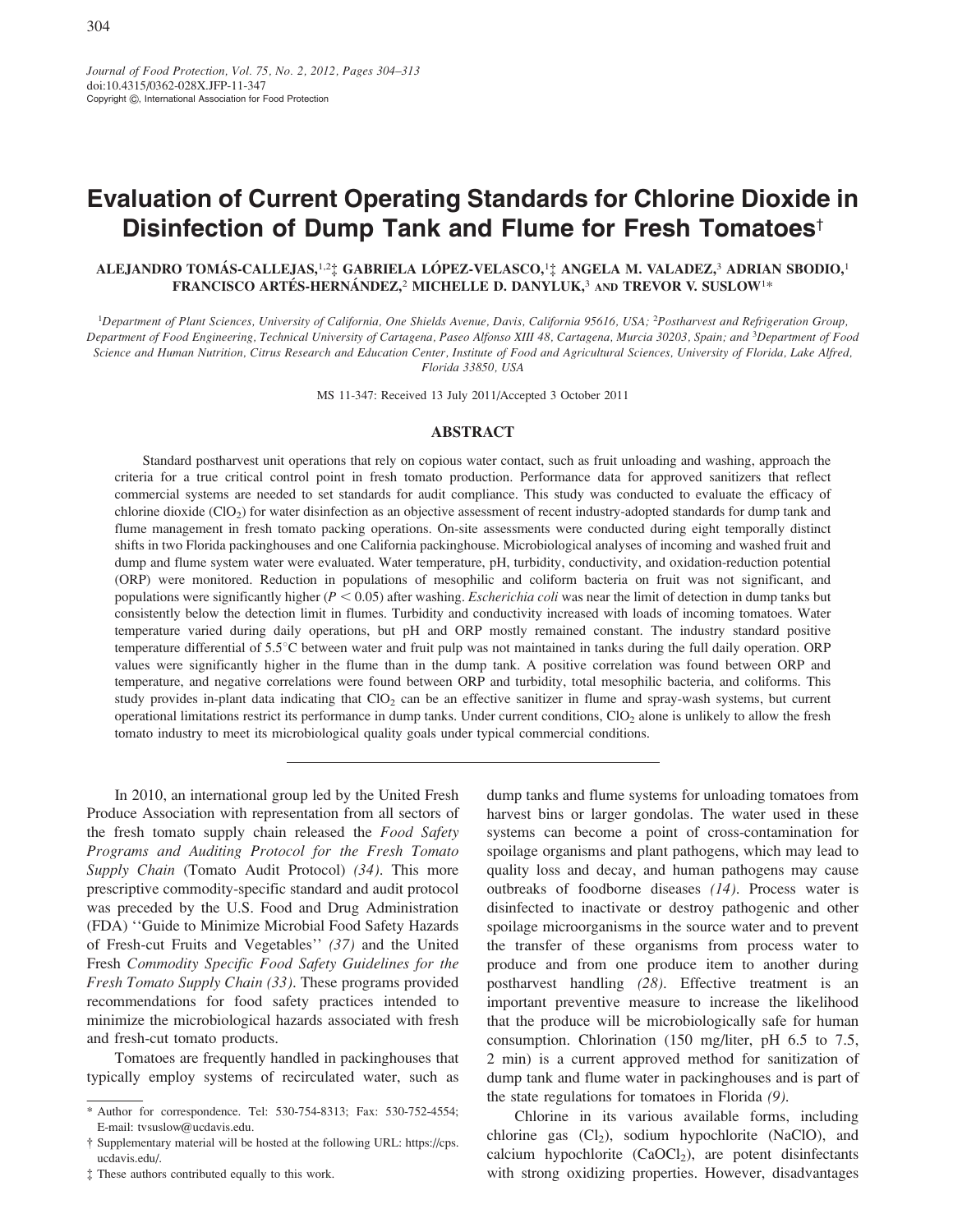Journal of Food Protection, Vol. 75, No. 2, 2012, Pages 304–313
doi:10.4315/0362-028X.JFP-11-347
Copyright ©, International Association for Food Protection

# Evaluation of Current Operating Standards for Chlorine Dioxide in Disinfection of Dump Tank and Flume for Fresh Tomatoes†

ALEJANDRO TOMÁS-CALLEJAS,[1,2]‡ GABRIELA LÓPEZ-VELASCO,[1]‡ ANGELA M. VALADEZ,[3] ADRIAN SBODIO,[1] FRANCISCO ARTÉS-HERNÁNDEZ,[2] MICHELLE D. DANYLUK,[3] AND TREVOR V. SUSLOW[1]*

[1]Department of Plant Sciences, University of California, One Shields Avenue, Davis, California 95616, USA; [2]Postharvest and Refrigeration Group, Department of Food Engineering, Technical University of Cartagena, Paseo Alfonso XIII 48, Cartagena, Murcia 30203, Spain; and [3]Department of Food Science and Human Nutrition, Citrus Research and Education Center, Institute of Food and Agricultural Sciences, University of Florida, Lake Alfred, Florida 33850, USA

MS 11-347: Received 13 July 2011/Accepted 3 October 2011

## ABSTRACT

Standard postharvest unit operations that rely on copious water contact, such as fruit unloading and washing, approach the criteria for a true critical control point in fresh tomato production. Performance data for approved sanitizers that reflect commercial systems are needed to set standards for audit compliance. This study was conducted to evaluate the efficacy of chlorine dioxide ($ClO_2$) for water disinfection as an objective assessment of recent industry-adopted standards for dump tank and flume management in fresh tomato packing operations. On-site assessments were conducted during eight temporally distinct shifts in two Florida packinghouses and one California packinghouse. Microbiological analyses of incoming and washed fruit and dump and flume system water were evaluated. Water temperature, pH, turbidity, conductivity, and oxidation-reduction potential (ORP) were monitored. Reduction in populations of mesophilic and coliform bacteria on fruit was not significant, and populations were significantly higher ($P < 0.05$) after washing. *Escherichia coli* was near the limit of detection in dump tanks but consistently below the detection limit in flumes. Turbidity and conductivity increased with loads of incoming tomatoes. Water temperature varied during daily operations, but pH and ORP mostly remained constant. The industry standard positive temperature differential of 5.5°C between water and fruit pulp was not maintained in tanks during the full daily operation. ORP values were significantly higher in the flume than in the dump tank. A positive correlation was found between ORP and temperature, and negative correlations were found between ORP and turbidity, total mesophilic bacteria, and coliforms. This study provides in-plant data indicating that $ClO_2$ can be an effective sanitizer in flume and spray-wash systems, but current operational limitations restrict its performance in dump tanks. Under current conditions, $ClO_2$ alone is unlikely to allow the fresh tomato industry to meet its microbiological quality goals under typical commercial conditions.

---

In 2010, an international group led by the United Fresh Produce Association with representation from all sectors of the fresh tomato supply chain released the *Food Safety Programs and Auditing Protocol for the Fresh Tomato Supply Chain* (Tomato Audit Protocol) *(34)*. This more prescriptive commodity-specific standard and audit protocol was preceded by the U.S. Food and Drug Administration (FDA) ''Guide to Minimize Microbial Food Safety Hazards of Fresh-cut Fruits and Vegetables'' *(37)* and the United Fresh *Commodity Specific Food Safety Guidelines for the Fresh Tomato Supply Chain (33)*. These programs provided recommendations for food safety practices intended to minimize the microbiological hazards associated with fresh and fresh-cut tomato products.

Tomatoes are frequently handled in packinghouses that typically employ systems of recirculated water, such as dump tanks and flume systems for unloading tomatoes from harvest bins or larger gondolas. The water used in these systems can become a point of cross-contamination for spoilage organisms and plant pathogens, which may lead to quality loss and decay, and human pathogens may cause outbreaks of foodborne diseases *(14)*. Process water is disinfected to inactivate or destroy pathogenic and other spoilage microorganisms in the source water and to prevent the transfer of these organisms from process water to produce and from one produce item to another during postharvest handling *(28)*. Effective treatment is an important preventive measure to increase the likelihood that the produce will be microbiologically safe for human consumption. Chlorination (150 mg/liter, pH 6.5 to 7.5, 2 min) is a current approved method for sanitization of dump tank and flume water in packinghouses and is part of the state regulations for tomatoes in Florida *(9)*.

Chlorine in its various available forms, including chlorine gas ($Cl_2$), sodium hypochlorite (NaClO), and calcium hypochlorite ($CaOCl_2$), are potent disinfectants with strong oxidizing properties. However, disadvantages

---

\* Author for correspondence. Tel: 530-754-8313; Fax: 530-752-4554; E-mail: tvsuslow@ucdavis.edu.

† Supplementary material will be hosted at the following URL: https://cps.ucdavis.edu/.

‡ These authors contributed equally to this work.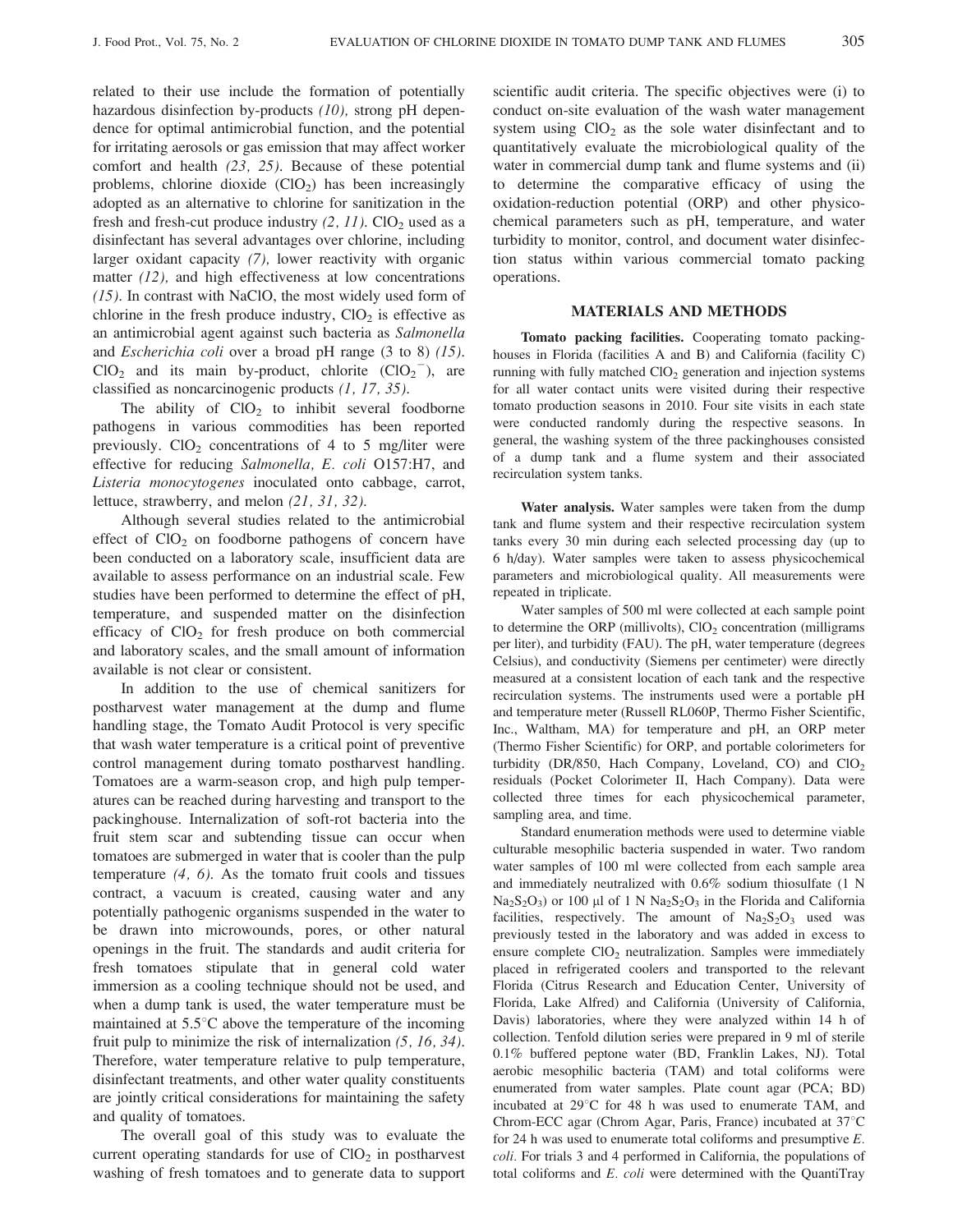related to their use include the formation of potentially hazardous disinfection by-products *(10),* strong pH dependence for optimal antimicrobial function, and the potential for irritating aerosols or gas emission that may affect worker comfort and health *(23, 25)*. Because of these potential problems, chlorine dioxide ($ClO_2$) has been increasingly adopted as an alternative to chlorine for sanitization in the fresh and fresh-cut produce industry *(2, 11)*. $ClO_2$ used as a disinfectant has several advantages over chlorine, including larger oxidant capacity *(7),* lower reactivity with organic matter *(12),* and high effectiveness at low concentrations *(15)*. In contrast with NaClO, the most widely used form of chlorine in the fresh produce industry, $ClO_2$ is effective as an antimicrobial agent against such bacteria as *Salmonella* and *Escherichia coli* over a broad pH range (3 to 8) *(15)*. $ClO_2$ and its main by-product, chlorite ($ClO_2^-$), are classified as noncarcinogenic products *(1, 17, 35)*.

The ability of $ClO_2$ to inhibit several foodborne pathogens in various commodities has been reported previously. $ClO_2$ concentrations of 4 to 5 mg/liter were effective for reducing *Salmonella, E. coli* O157:H7, and *Listeria monocytogenes* inoculated onto cabbage, carrot, lettuce, strawberry, and melon *(21, 31, 32)*.

Although several studies related to the antimicrobial effect of $ClO_2$ on foodborne pathogens of concern have been conducted on a laboratory scale, insufficient data are available to assess performance on an industrial scale. Few studies have been performed to determine the effect of pH, temperature, and suspended matter on the disinfection efficacy of $ClO_2$ for fresh produce on both commercial and laboratory scales, and the small amount of information available is not clear or consistent.

In addition to the use of chemical sanitizers for postharvest water management at the dump and flume handling stage, the Tomato Audit Protocol is very specific that wash water temperature is a critical point of preventive control management during tomato postharvest handling. Tomatoes are a warm-season crop, and high pulp temperatures can be reached during harvesting and transport to the packinghouse. Internalization of soft-rot bacteria into the fruit stem scar and subtending tissue can occur when tomatoes are submerged in water that is cooler than the pulp temperature *(4, 6)*. As the tomato fruit cools and tissues contract, a vacuum is created, causing water and any potentially pathogenic organisms suspended in the water to be drawn into microwounds, pores, or other natural openings in the fruit. The standards and audit criteria for fresh tomatoes stipulate that in general cold water immersion as a cooling technique should not be used, and when a dump tank is used, the water temperature must be maintained at 5.5°C above the temperature of the incoming fruit pulp to minimize the risk of internalization *(5, 16, 34)*. Therefore, water temperature relative to pulp temperature, disinfectant treatments, and other water quality constituents are jointly critical considerations for maintaining the safety and quality of tomatoes.

The overall goal of this study was to evaluate the current operating standards for use of $ClO_2$ in postharvest washing of fresh tomatoes and to generate data to support scientific audit criteria. The specific objectives were (i) to conduct on-site evaluation of the wash water management system using $ClO_2$ as the sole water disinfectant and to quantitatively evaluate the microbiological quality of the water in commercial dump tank and flume systems and (ii) to determine the comparative efficacy of using the oxidation-reduction potential (ORP) and other physicochemical parameters such as pH, temperature, and water turbidity to monitor, control, and document water disinfection status within various commercial tomato packing operations.

## MATERIALS AND METHODS

**Tomato packing facilities.** Cooperating tomato packinghouses in Florida (facilities A and B) and California (facility C) running with fully matched $ClO_2$ generation and injection systems for all water contact units were visited during their respective tomato production seasons in 2010. Four site visits in each state were conducted randomly during the respective seasons. In general, the washing system of the three packinghouses consisted of a dump tank and a flume system and their associated recirculation system tanks.

**Water analysis.** Water samples were taken from the dump tank and flume system and their respective recirculation system tanks every 30 min during each selected processing day (up to 6 h/day). Water samples were taken to assess physicochemical parameters and microbiological quality. All measurements were repeated in triplicate.

Water samples of 500 ml were collected at each sample point to determine the ORP (millivolts), $ClO_2$ concentration (milligrams per liter), and turbidity (FAU). The pH, water temperature (degrees Celsius), and conductivity (Siemens per centimeter) were directly measured at a consistent location of each tank and the respective recirculation systems. The instruments used were a portable pH and temperature meter (Russell RL060P, Thermo Fisher Scientific, Inc., Waltham, MA) for temperature and pH, an ORP meter (Thermo Fisher Scientific) for ORP, and portable colorimeters for turbidity (DR/850, Hach Company, Loveland, CO) and $ClO_2$ residuals (Pocket Colorimeter II, Hach Company). Data were collected three times for each physicochemical parameter, sampling area, and time.

Standard enumeration methods were used to determine viable culturable mesophilic bacteria suspended in water. Two random water samples of 100 ml were collected from each sample area and immediately neutralized with 0.6% sodium thiosulfate (1 N $Na_2S_2O_3$) or 100 μl of 1 N $Na_2S_2O_3$ in the Florida and California facilities, respectively. The amount of $Na_2S_2O_3$ used was previously tested in the laboratory and was added in excess to ensure complete $ClO_2$ neutralization. Samples were immediately placed in refrigerated coolers and transported to the relevant Florida (Citrus Research and Education Center, University of Florida, Lake Alfred) and California (University of California, Davis) laboratories, where they were analyzed within 14 h of collection. Tenfold dilution series were prepared in 9 ml of sterile 0.1% buffered peptone water (BD, Franklin Lakes, NJ). Total aerobic mesophilic bacteria (TAM) and total coliforms were enumerated from water samples. Plate count agar (PCA; BD) incubated at 29°C for 48 h was used to enumerate TAM, and Chrom-ECC agar (Chrom Agar, Paris, France) incubated at 37°C for 24 h was used to enumerate total coliforms and presumptive *E. coli*. For trials 3 and 4 performed in California, the populations of total coliforms and *E. coli* were determined with the QuantiTray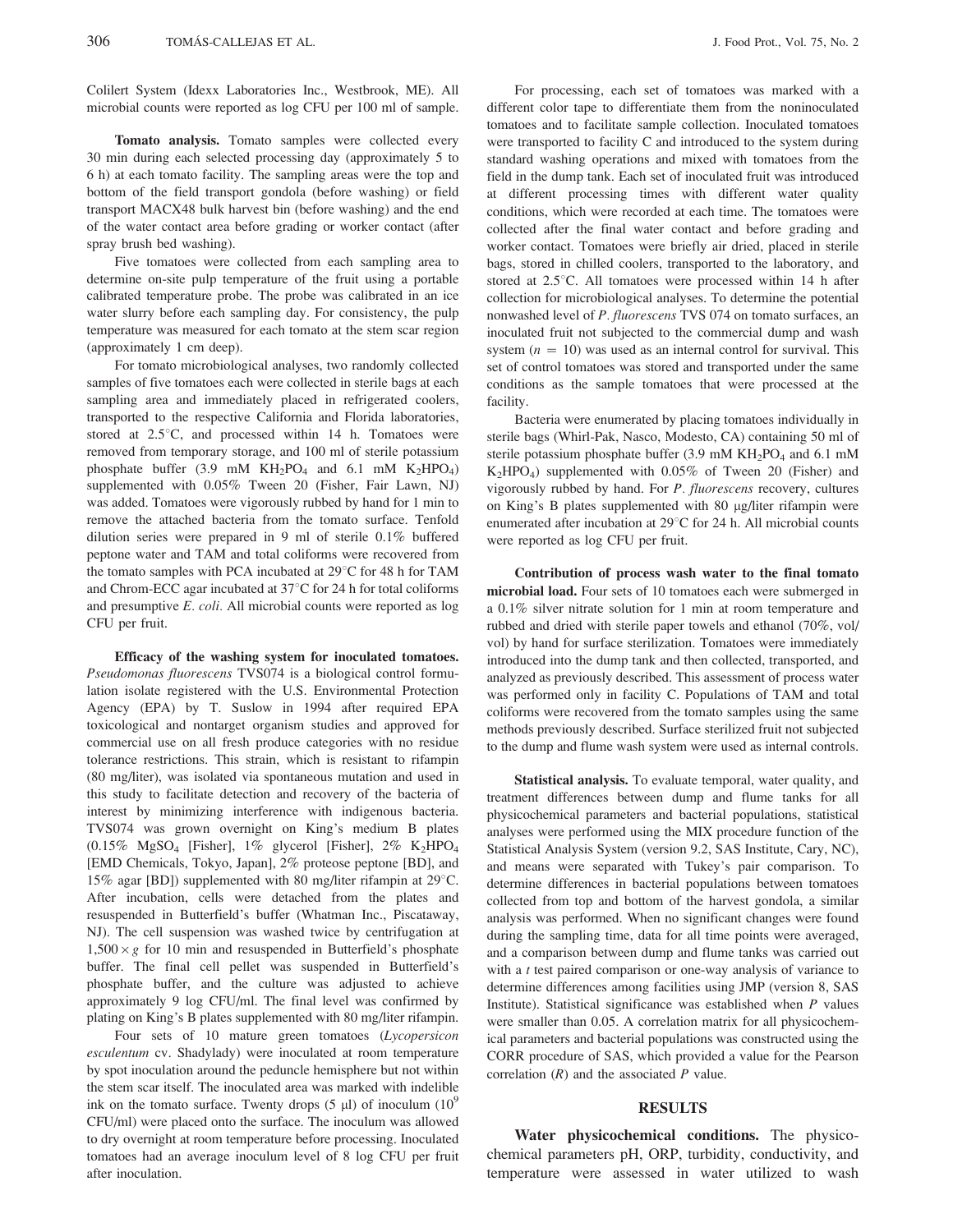Colilert System (Idexx Laboratories Inc., Westbrook, ME). All microbial counts were reported as log CFU per 100 ml of sample.

**Tomato analysis.** Tomato samples were collected every 30 min during each selected processing day (approximately 5 to 6 h) at each tomato facility. The sampling areas were the top and bottom of the field transport gondola (before washing) or field transport MACX48 bulk harvest bin (before washing) and the end of the water contact area before grading or worker contact (after spray brush bed washing).

Five tomatoes were collected from each sampling area to determine on-site pulp temperature of the fruit using a portable calibrated temperature probe. The probe was calibrated in an ice water slurry before each sampling day. For consistency, the pulp temperature was measured for each tomato at the stem scar region (approximately 1 cm deep).

For tomato microbiological analyses, two randomly collected samples of five tomatoes each were collected in sterile bags at each sampling area and immediately placed in refrigerated coolers, transported to the respective California and Florida laboratories, stored at 2.5°C, and processed within 14 h. Tomatoes were removed from temporary storage, and 100 ml of sterile potassium phosphate buffer (3.9 mM $KH_2PO_4$ and 6.1 mM $K_2HPO_4$) supplemented with 0.05% Tween 20 (Fisher, Fair Lawn, NJ) was added. Tomatoes were vigorously rubbed by hand for 1 min to remove the attached bacteria from the tomato surface. Tenfold dilution series were prepared in 9 ml of sterile 0.1% buffered peptone water and TAM and total coliforms were recovered from the tomato samples with PCA incubated at 29°C for 48 h for TAM and Chrom-ECC agar incubated at 37°C for 24 h for total coliforms and presumptive *E. coli*. All microbial counts were reported as log CFU per fruit.

**Efficacy of the washing system for inoculated tomatoes.** *Pseudomonas fluorescens* TVS074 is a biological control formulation isolate registered with the U.S. Environmental Protection Agency (EPA) by T. Suslow in 1994 after required EPA toxicological and nontarget organism studies and approved for commercial use on all fresh produce categories with no residue tolerance restrictions. This strain, which is resistant to rifampin (80 mg/liter), was isolated via spontaneous mutation and used in this study to facilitate detection and recovery of the bacteria of interest by minimizing interference with indigenous bacteria. TVS074 was grown overnight on King's medium B plates (0.15% $MgSO_4$ [Fisher], 1% glycerol [Fisher], 2% $K_2HPO_4$ [EMD Chemicals, Tokyo, Japan], 2% proteose peptone [BD], and 15% agar [BD]) supplemented with 80 mg/liter rifampin at 29°C. After incubation, cells were detached from the plates and resuspended in Butterfield's buffer (Whatman Inc., Piscataway, NJ). The cell suspension was washed twice by centrifugation at $1{,}500 \times g$ for 10 min and resuspended in Butterfield's phosphate buffer. The final cell pellet was suspended in Butterfield's phosphate buffer, and the culture was adjusted to achieve approximately 9 log CFU/ml. The final level was confirmed by plating on King's B plates supplemented with 80 mg/liter rifampin.

Four sets of 10 mature green tomatoes (*Lycopersicon esculentum* cv. Shadylady) were inoculated at room temperature by spot inoculation around the peduncle hemisphere but not within the stem scar itself. The inoculated area was marked with indelible ink on the tomato surface. Twenty drops (5 μl) of inoculum ($10^9$ CFU/ml) were placed onto the surface. The inoculum was allowed to dry overnight at room temperature before processing. Inoculated tomatoes had an average inoculum level of 8 log CFU per fruit after inoculation.

For processing, each set of tomatoes was marked with a different color tape to differentiate them from the noninoculated tomatoes and to facilitate sample collection. Inoculated tomatoes were transported to facility C and introduced to the system during standard washing operations and mixed with tomatoes from the field in the dump tank. Each set of inoculated fruit was introduced at different processing times with different water quality conditions, which were recorded at each time. The tomatoes were collected after the final water contact and before grading and worker contact. Tomatoes were briefly air dried, placed in sterile bags, stored in chilled coolers, transported to the laboratory, and stored at 2.5°C. All tomatoes were processed within 14 h after collection for microbiological analyses. To determine the potential nonwashed level of *P. fluorescens* TVS 074 on tomato surfaces, an inoculated fruit not subjected to the commercial dump and wash system ($n = 10$) was used as an internal control for survival. This set of control tomatoes was stored and transported under the same conditions as the sample tomatoes that were processed at the facility.

Bacteria were enumerated by placing tomatoes individually in sterile bags (Whirl-Pak, Nasco, Modesto, CA) containing 50 ml of sterile potassium phosphate buffer (3.9 mM $KH_2PO_4$ and 6.1 mM $K_2HPO_4$) supplemented with 0.05% of Tween 20 (Fisher) and vigorously rubbed by hand. For *P. fluorescens* recovery, cultures on King's B plates supplemented with 80 μg/liter rifampin were enumerated after incubation at 29°C for 24 h. All microbial counts were reported as log CFU per fruit.

**Contribution of process wash water to the final tomato microbial load.** Four sets of 10 tomatoes each were submerged in a 0.1% silver nitrate solution for 1 min at room temperature and rubbed and dried with sterile paper towels and ethanol (70%, vol/vol) by hand for surface sterilization. Tomatoes were immediately introduced into the dump tank and then collected, transported, and analyzed as previously described. This assessment of process water was performed only in facility C. Populations of TAM and total coliforms were recovered from the tomato samples using the same methods previously described. Surface sterilized fruit not subjected to the dump and flume wash system were used as internal controls.

**Statistical analysis.** To evaluate temporal, water quality, and treatment differences between dump and flume tanks for all physicochemical parameters and bacterial populations, statistical analyses were performed using the MIX procedure function of the Statistical Analysis System (version 9.2, SAS Institute, Cary, NC), and means were separated with Tukey's pair comparison. To determine differences in bacterial populations between tomatoes collected from top and bottom of the harvest gondola, a similar analysis was performed. When no significant changes were found during the sampling time, data for all time points were averaged, and a comparison between dump and flume tanks was carried out with a *t* test paired comparison or one-way analysis of variance to determine differences among facilities using JMP (version 8, SAS Institute). Statistical significance was established when *P* values were smaller than 0.05. A correlation matrix for all physicochemical parameters and bacterial populations was constructed using the CORR procedure of SAS, which provided a value for the Pearson correlation ($R$) and the associated *P* value.

## RESULTS

**Water physicochemical conditions.** The physicochemical parameters pH, ORP, turbidity, conductivity, and temperature were assessed in water utilized to wash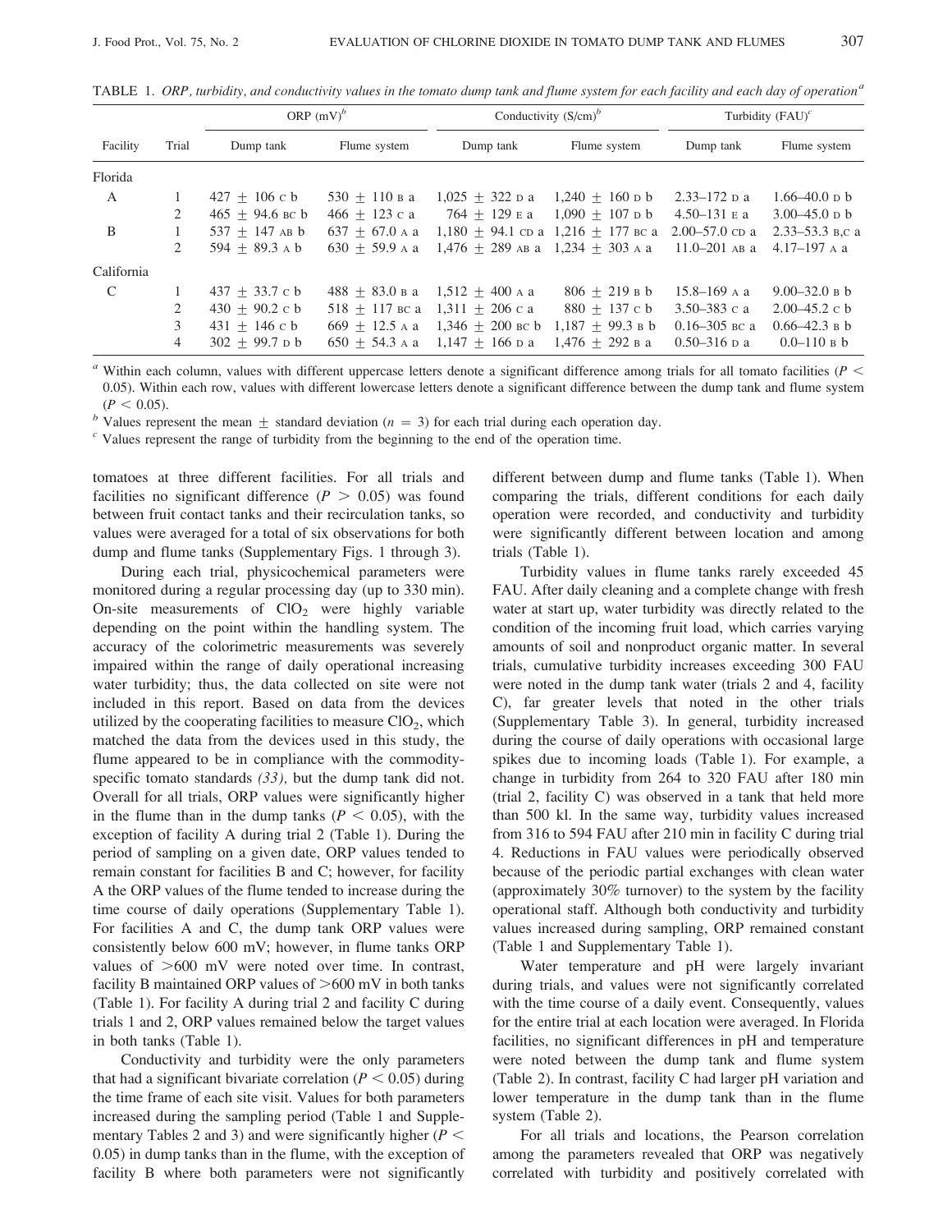TABLE 1. *ORP, turbidity, and conductivity values in the tomato dump tank and flume system for each facility and each day of operation*[a]

| Facility | Trial | ORP (mV)[b] | | Conductivity (S/cm)[b] | | Turbidity (FAU)[c] | |
|---|---|---|---|---|---|---|---|
| | | Dump tank | Flume system | Dump tank | Flume system | Dump tank | Flume system |
| Florida | | | | | | | |
| A | 1 | 427 ± 106 C b | 530 ± 110 B a | 1,025 ± 322 D a | 1,240 ± 160 D b | 2.33–172 D a | 1.66–40.0 D b |
| | 2 | 465 ± 94.6 BC b | 466 ± 123 C a | 764 ± 129 E a | 1,090 ± 107 D b | 4.50–131 E a | 3.00–45.0 D b |
| B | 1 | 537 ± 147 AB b | 637 ± 67.0 A a | 1,180 ± 94.1 CD a | 1,216 ± 177 BC a | 2.00–57.0 CD a | 2.33–53.3 B,C a |
| | 2 | 594 ± 89.3 A b | 630 ± 59.9 A a | 1,476 ± 289 AB a | 1,234 ± 303 A a | 11.0–201 AB a | 4.17–197 A a |
| California | | | | | | | |
| C | 1 | 437 ± 33.7 C b | 488 ± 83.0 B a | 1,512 ± 400 A a | 806 ± 219 B b | 15.8–169 A a | 9.00–32.0 B b |
| | 2 | 430 ± 90.2 C b | 518 ± 117 BC a | 1,311 ± 206 C a | 880 ± 137 C b | 3.50–383 C a | 2.00–45.2 C b |
| | 3 | 431 ± 146 C b | 669 ± 12.5 A a | 1,346 ± 200 BC b | 1,187 ± 99.3 B b | 0.16–305 BC a | 0.66–42.3 B b |
| | 4 | 302 ± 99.7 D b | 650 ± 54.3 A a | 1,147 ± 166 D a | 1,476 ± 292 B a | 0.50–316 D a | 0.0–110 B b |

[a] Within each column, values with different uppercase letters denote a significant difference among trials for all tomato facilities ($P <$ 0.05). Within each row, values with different lowercase letters denote a significant difference between the dump tank and flume system ($P < 0.05$).

[b] Values represent the mean ± standard deviation ($n = 3$) for each trial during each operation day.

[c] Values represent the range of turbidity from the beginning to the end of the operation time.

tomatoes at three different facilities. For all trials and facilities no significant difference ($P > 0.05$) was found between fruit contact tanks and their recirculation tanks, so values were averaged for a total of six observations for both dump and flume tanks (Supplementary Figs. 1 through 3).

During each trial, physicochemical parameters were monitored during a regular processing day (up to 330 min). On-site measurements of $ClO_2$ were highly variable depending on the point within the handling system. The accuracy of the colorimetric measurements was severely impaired within the range of daily operational increasing water turbidity; thus, the data collected on site were not included in this report. Based on data from the devices utilized by the cooperating facilities to measure $ClO_2$, which matched the data from the devices used in this study, the flume appeared to be in compliance with the commodity-specific tomato standards *(33),* but the dump tank did not. Overall for all trials, ORP values were significantly higher in the flume than in the dump tanks ($P < 0.05$), with the exception of facility A during trial 2 (Table 1). During the period of sampling on a given date, ORP values tended to remain constant for facilities B and C; however, for facility A the ORP values of the flume tended to increase during the time course of daily operations (Supplementary Table 1). For facilities A and C, the dump tank ORP values were consistently below 600 mV; however, in flume tanks ORP values of >600 mV were noted over time. In contrast, facility B maintained ORP values of >600 mV in both tanks (Table 1). For facility A during trial 2 and facility C during trials 1 and 2, ORP values remained below the target values in both tanks (Table 1).

Conductivity and turbidity were the only parameters that had a significant bivariate correlation ($P < 0.05$) during the time frame of each site visit. Values for both parameters increased during the sampling period (Table 1 and Supplementary Tables 2 and 3) and were significantly higher ($P <$ 0.05) in dump tanks than in the flume, with the exception of facility B where both parameters were not significantly different between dump and flume tanks (Table 1). When comparing the trials, different conditions for each daily operation were recorded, and conductivity and turbidity were significantly different between location and among trials (Table 1).

Turbidity values in flume tanks rarely exceeded 45 FAU. After daily cleaning and a complete change with fresh water at start up, water turbidity was directly related to the condition of the incoming fruit load, which carries varying amounts of soil and nonproduct organic matter. In several trials, cumulative turbidity increases exceeding 300 FAU were noted in the dump tank water (trials 2 and 4, facility C), far greater levels that noted in the other trials (Supplementary Table 3). In general, turbidity increased during the course of daily operations with occasional large spikes due to incoming loads (Table 1). For example, a change in turbidity from 264 to 320 FAU after 180 min (trial 2, facility C) was observed in a tank that held more than 500 kl. In the same way, turbidity values increased from 316 to 594 FAU after 210 min in facility C during trial 4. Reductions in FAU values were periodically observed because of the periodic partial exchanges with clean water (approximately 30% turnover) to the system by the facility operational staff. Although both conductivity and turbidity values increased during sampling, ORP remained constant (Table 1 and Supplementary Table 1).

Water temperature and pH were largely invariant during trials, and values were not significantly correlated with the time course of a daily event. Consequently, values for the entire trial at each location were averaged. In Florida facilities, no significant differences in pH and temperature were noted between the dump tank and flume system (Table 2). In contrast, facility C had larger pH variation and lower temperature in the dump tank than in the flume system (Table 2).

For all trials and locations, the Pearson correlation among the parameters revealed that ORP was negatively correlated with turbidity and positively correlated with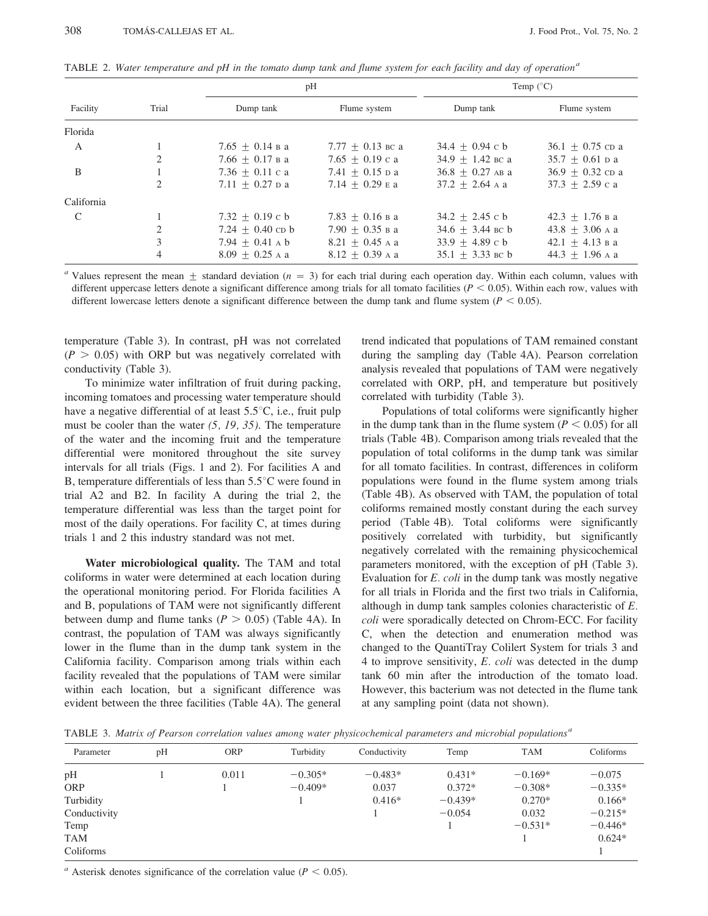TABLE 2. *Water temperature and pH in the tomato dump tank and flume system for each facility and day of operation*[a]

| Facility | Trial | pH | | Temp (°C) | |
|---|---|---|---|---|---|
| | | Dump tank | Flume system | Dump tank | Flume system |
| Florida | | | | | |
| A | 1 | 7.65 ± 0.14 B a | 7.77 ± 0.13 BC a | 34.4 ± 0.94 C b | 36.1 ± 0.75 CD a |
| | 2 | 7.66 ± 0.17 B a | 7.65 ± 0.19 C a | 34.9 ± 1.42 BC a | 35.7 ± 0.61 D a |
| B | 1 | 7.36 ± 0.11 C a | 7.41 ± 0.15 D a | 36.8 ± 0.27 AB a | 36.9 ± 0.32 CD a |
| | 2 | 7.11 ± 0.27 D a | 7.14 ± 0.29 E a | 37.2 ± 2.64 A a | 37.3 ± 2.59 C a |
| California | | | | | |
| C | 1 | 7.32 ± 0.19 C b | 7.83 ± 0.16 B a | 34.2 ± 2.45 C b | 42.3 ± 1.76 B a |
| | 2 | 7.24 ± 0.40 CD b | 7.90 ± 0.35 B a | 34.6 ± 3.44 BC b | 43.8 ± 3.06 A a |
| | 3 | 7.94 ± 0.41 A b | 8.21 ± 0.45 A a | 33.9 ± 4.89 C b | 42.1 ± 4.13 B a |
| | 4 | 8.09 ± 0.25 A a | 8.12 ± 0.39 A a | 35.1 ± 3.33 BC b | 44.3 ± 1.96 A a |

[a] Values represent the mean ± standard deviation ($n = 3$) for each trial during each operation day. Within each column, values with different uppercase letters denote a significant difference among trials for all tomato facilities ($P < 0.05$). Within each row, values with different lowercase letters denote a significant difference between the dump tank and flume system ($P < 0.05$).

temperature (Table 3). In contrast, pH was not correlated ($P > 0.05$) with ORP but was negatively correlated with conductivity (Table 3).

To minimize water infiltration of fruit during packing, incoming tomatoes and processing water temperature should have a negative differential of at least 5.5°C, i.e., fruit pulp must be cooler than the water *(5, 19, 35)*. The temperature of the water and the incoming fruit and the temperature differential were monitored throughout the site survey intervals for all trials (Figs. 1 and 2). For facilities A and B, temperature differentials of less than 5.5°C were found in trial A2 and B2. In facility A during the trial 2, the temperature differential was less than the target point for most of the daily operations. For facility C, at times during trials 1 and 2 this industry standard was not met.

**Water microbiological quality.** The TAM and total coliforms in water were determined at each location during the operational monitoring period. For Florida facilities A and B, populations of TAM were not significantly different between dump and flume tanks ($P > 0.05$) (Table 4A). In contrast, the population of TAM was always significantly lower in the flume than in the dump tank system in the California facility. Comparison among trials within each facility revealed that the populations of TAM were similar within each location, but a significant difference was evident between the three facilities (Table 4A). The general trend indicated that populations of TAM remained constant during the sampling day (Table 4A). Pearson correlation analysis revealed that populations of TAM were negatively correlated with ORP, pH, and temperature but positively correlated with turbidity (Table 3).

Populations of total coliforms were significantly higher in the dump tank than in the flume system ($P < 0.05$) for all trials (Table 4B). Comparison among trials revealed that the population of total coliforms in the dump tank was similar for all tomato facilities. In contrast, differences in coliform populations were found in the flume system among trials (Table 4B). As observed with TAM, the population of total coliforms remained mostly constant during the each survey period (Table 4B). Total coliforms were significantly positively correlated with turbidity, but significantly negatively correlated with the remaining physicochemical parameters monitored, with the exception of pH (Table 3). Evaluation for *E. coli* in the dump tank was mostly negative for all trials in Florida and the first two trials in California, although in dump tank samples colonies characteristic of *E. coli* were sporadically detected on Chrom-ECC. For facility C, when the detection and enumeration method was changed to the QuantiTray Colilert System for trials 3 and 4 to improve sensitivity, *E. coli* was detected in the dump tank 60 min after the introduction of the tomato load. However, this bacterium was not detected in the flume tank at any sampling point (data not shown).

TABLE 3. *Matrix of Pearson correlation values among water physicochemical parameters and microbial populations*[a]

| Parameter | pH | ORP | Turbidity | Conductivity | Temp | TAM | Coliforms |
|---|---|---|---|---|---|---|---|
| pH | 1 | 0.011 | −0.305* | −0.483* | 0.431* | −0.169* | −0.075 |
| ORP | | 1 | −0.409* | 0.037 | 0.372* | −0.308* | −0.335* |
| Turbidity | | | 1 | 0.416* | −0.439* | 0.270* | 0.166* |
| Conductivity | | | | 1 | −0.054 | 0.032 | −0.215* |
| Temp | | | | | 1 | −0.531* | −0.446* |
| TAM | | | | | | 1 | 0.624* |
| Coliforms | | | | | | | 1 |

[a] Asterisk denotes significance of the correlation value ($P < 0.05$).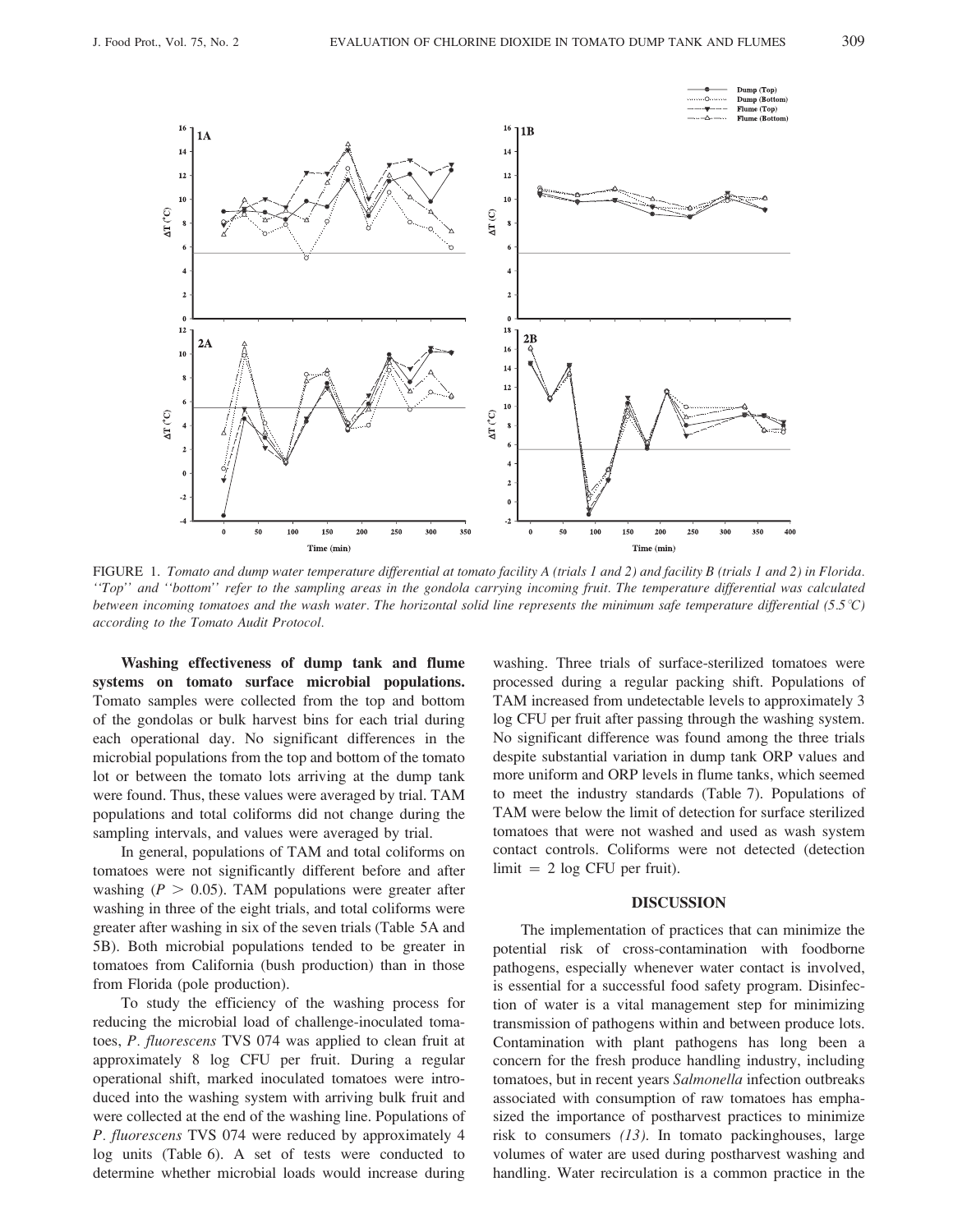FIGURE 1. *Tomato and dump water temperature differential at tomato facility A (trials 1 and 2) and facility B (trials 1 and 2) in Florida. ''Top'' and ''bottom'' refer to the sampling areas in the gondola carrying incoming fruit. The temperature differential was calculated between incoming tomatoes and the wash water. The horizontal solid line represents the minimum safe temperature differential (5.5°C) according to the Tomato Audit Protocol.*

**Washing effectiveness of dump tank and flume systems on tomato surface microbial populations.** Tomato samples were collected from the top and bottom of the gondolas or bulk harvest bins for each trial during each operational day. No significant differences in the microbial populations from the top and bottom of the tomato lot or between the tomato lots arriving at the dump tank were found. Thus, these values were averaged by trial. TAM populations and total coliforms did not change during the sampling intervals, and values were averaged by trial.

In general, populations of TAM and total coliforms on tomatoes were not significantly different before and after washing ($P > 0.05$). TAM populations were greater after washing in three of the eight trials, and total coliforms were greater after washing in six of the seven trials (Table 5A and 5B). Both microbial populations tended to be greater in tomatoes from California (bush production) than in those from Florida (pole production).

To study the efficiency of the washing process for reducing the microbial load of challenge-inoculated tomatoes, *P. fluorescens* TVS 074 was applied to clean fruit at approximately 8 log CFU per fruit. During a regular operational shift, marked inoculated tomatoes were introduced into the washing system with arriving bulk fruit and were collected at the end of the washing line. Populations of *P. fluorescens* TVS 074 were reduced by approximately 4 log units (Table 6). A set of tests were conducted to determine whether microbial loads would increase during washing. Three trials of surface-sterilized tomatoes were processed during a regular packing shift. Populations of TAM increased from undetectable levels to approximately 3 log CFU per fruit after passing through the washing system. No significant difference was found among the three trials despite substantial variation in dump tank ORP values and more uniform and ORP levels in flume tanks, which seemed to meet the industry standards (Table 7). Populations of TAM were below the limit of detection for surface sterilized tomatoes that were not washed and used as wash system contact controls. Coliforms were not detected (detection limit = 2 log CFU per fruit).

## DISCUSSION

The implementation of practices that can minimize the potential risk of cross-contamination with foodborne pathogens, especially whenever water contact is involved, is essential for a successful food safety program. Disinfection of water is a vital management step for minimizing transmission of pathogens within and between produce lots. Contamination with plant pathogens has long been a concern for the fresh produce handling industry, including tomatoes, but in recent years *Salmonella* infection outbreaks associated with consumption of raw tomatoes has emphasized the importance of postharvest practices to minimize risk to consumers *(13)*. In tomato packinghouses, large volumes of water are used during postharvest washing and handling. Water recirculation is a common practice in the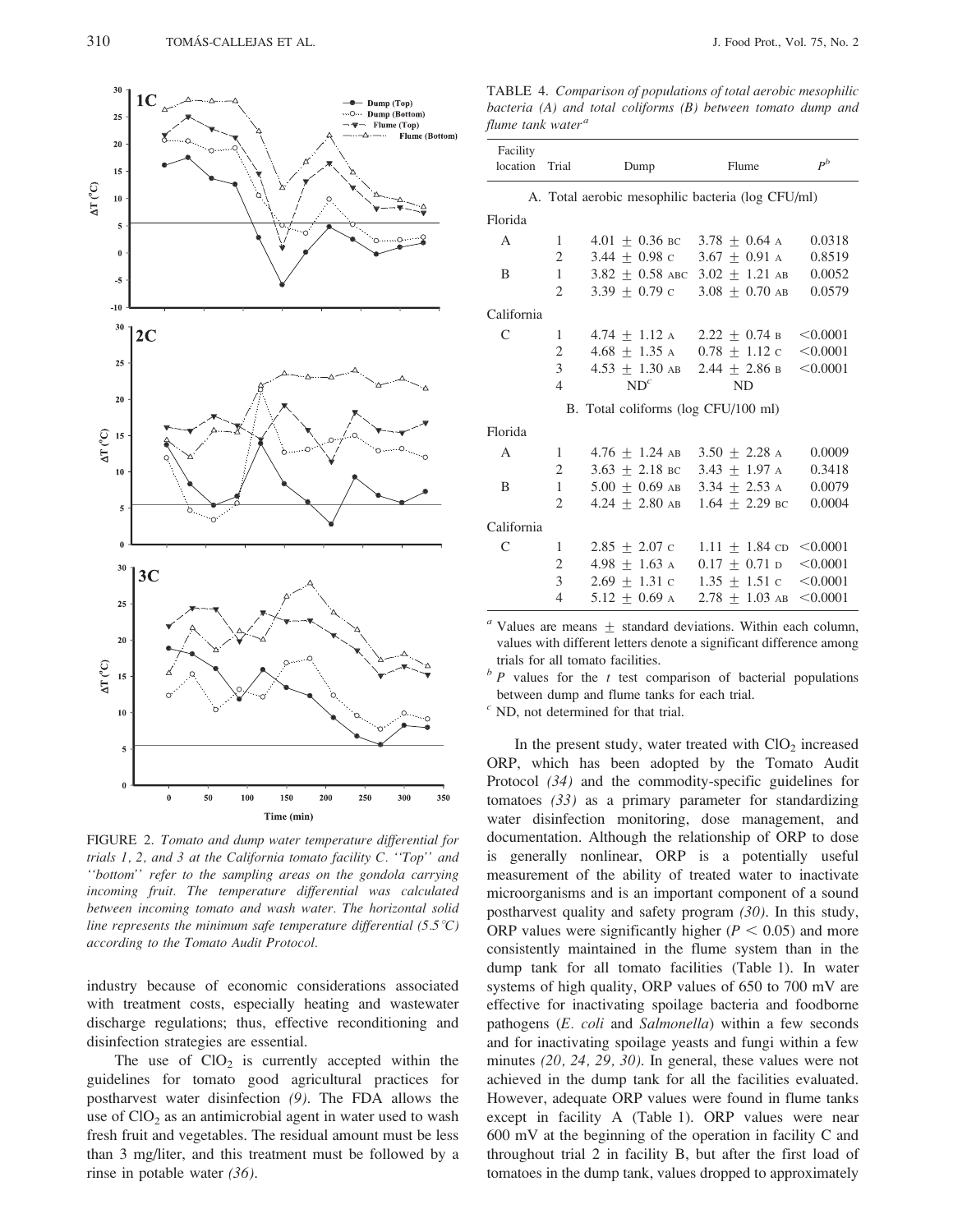FIGURE 2. *Tomato and dump water temperature differential for trials 1, 2, and 3 at the California tomato facility C. "Top" and "bottom" refer to the sampling areas on the gondola carrying incoming fruit. The temperature differential was calculated between incoming tomato and wash water. The horizontal solid line represents the minimum safe temperature differential (5.5°C) according to the Tomato Audit Protocol.*

industry because of economic considerations associated with treatment costs, especially heating and wastewater discharge regulations; thus, effective reconditioning and disinfection strategies are essential.

The use of $ClO_2$ is currently accepted within the guidelines for tomato good agricultural practices for postharvest water disinfection *(9)*. The FDA allows the use of $ClO_2$ as an antimicrobial agent in water used to wash fresh fruit and vegetables. The residual amount must be less than 3 mg/liter, and this treatment must be followed by a rinse in potable water *(36)*.

TABLE 4. *Comparison of populations of total aerobic mesophilic bacteria (A) and total coliforms (B) between tomato dump and flume tank water*[a]

| Facility location | Trial | Dump | Flume | $P$[b] |
|---|---|---|---|---|
| **A. Total aerobic mesophilic bacteria (log CFU/ml)** | | | | |
| Florida | | | | |
| A | 1 | 4.01 ± 0.36 BC | 3.78 ± 0.64 A | 0.0318 |
| | 2 | 3.44 ± 0.98 C | 3.67 ± 0.91 A | 0.8519 |
| B | 1 | 3.82 ± 0.58 ABC | 3.02 ± 1.21 AB | 0.0052 |
| | 2 | 3.39 ± 0.79 C | 3.08 ± 0.70 AB | 0.0579 |
| California | | | | |
| C | 1 | 4.74 ± 1.12 A | 2.22 ± 0.74 B | <0.0001 |
| | 2 | 4.68 ± 1.35 A | 0.78 ± 1.12 C | <0.0001 |
| | 3 | 4.53 ± 1.30 AB | 2.44 ± 2.86 B | <0.0001 |
| | 4 | ND[c] | ND | |
| **B. Total coliforms (log CFU/100 ml)** | | | | |
| Florida | | | | |
| A | 1 | 4.76 ± 1.24 AB | 3.50 ± 2.28 A | 0.0009 |
| | 2 | 3.63 ± 2.18 BC | 3.43 ± 1.97 A | 0.3418 |
| B | 1 | 5.00 ± 0.69 AB | 3.34 ± 2.53 A | 0.0079 |
| | 2 | 4.24 ± 2.80 AB | 1.64 ± 2.29 BC | 0.0004 |
| California | | | | |
| C | 1 | 2.85 ± 2.07 C | 1.11 ± 1.84 CD | <0.0001 |
| | 2 | 4.98 ± 1.63 A | 0.17 ± 0.71 D | <0.0001 |
| | 3 | 2.69 ± 1.31 C | 1.35 ± 1.51 C | <0.0001 |
| | 4 | 5.12 ± 0.69 A | 2.78 ± 1.03 AB | <0.0001 |

[a] Values are means ± standard deviations. Within each column, values with different letters denote a significant difference among trials for all tomato facilities.

[b] $P$ values for the $t$ test comparison of bacterial populations between dump and flume tanks for each trial.

[c] ND, not determined for that trial.

In the present study, water treated with $ClO_2$ increased ORP, which has been adopted by the Tomato Audit Protocol *(34)* and the commodity-specific guidelines for tomatoes *(33)* as a primary parameter for standardizing water disinfection monitoring, dose management, and documentation. Although the relationship of ORP to dose is generally nonlinear, ORP is a potentially useful measurement of the ability of treated water to inactivate microorganisms and is an important component of a sound postharvest quality and safety program *(30)*. In this study, ORP values were significantly higher ($P < 0.05$) and more consistently maintained in the flume system than in the dump tank for all tomato facilities (Table 1). In water systems of high quality, ORP values of 650 to 700 mV are effective for inactivating spoilage bacteria and foodborne pathogens (*E. coli* and *Salmonella*) within a few seconds and for inactivating spoilage yeasts and fungi within a few minutes *(20, 24, 29, 30)*. In general, these values were not achieved in the dump tank for all the facilities evaluated. However, adequate ORP values were found in flume tanks except in facility A (Table 1). ORP values were near 600 mV at the beginning of the operation in facility C and throughout trial 2 in facility B, but after the first load of tomatoes in the dump tank, values dropped to approximately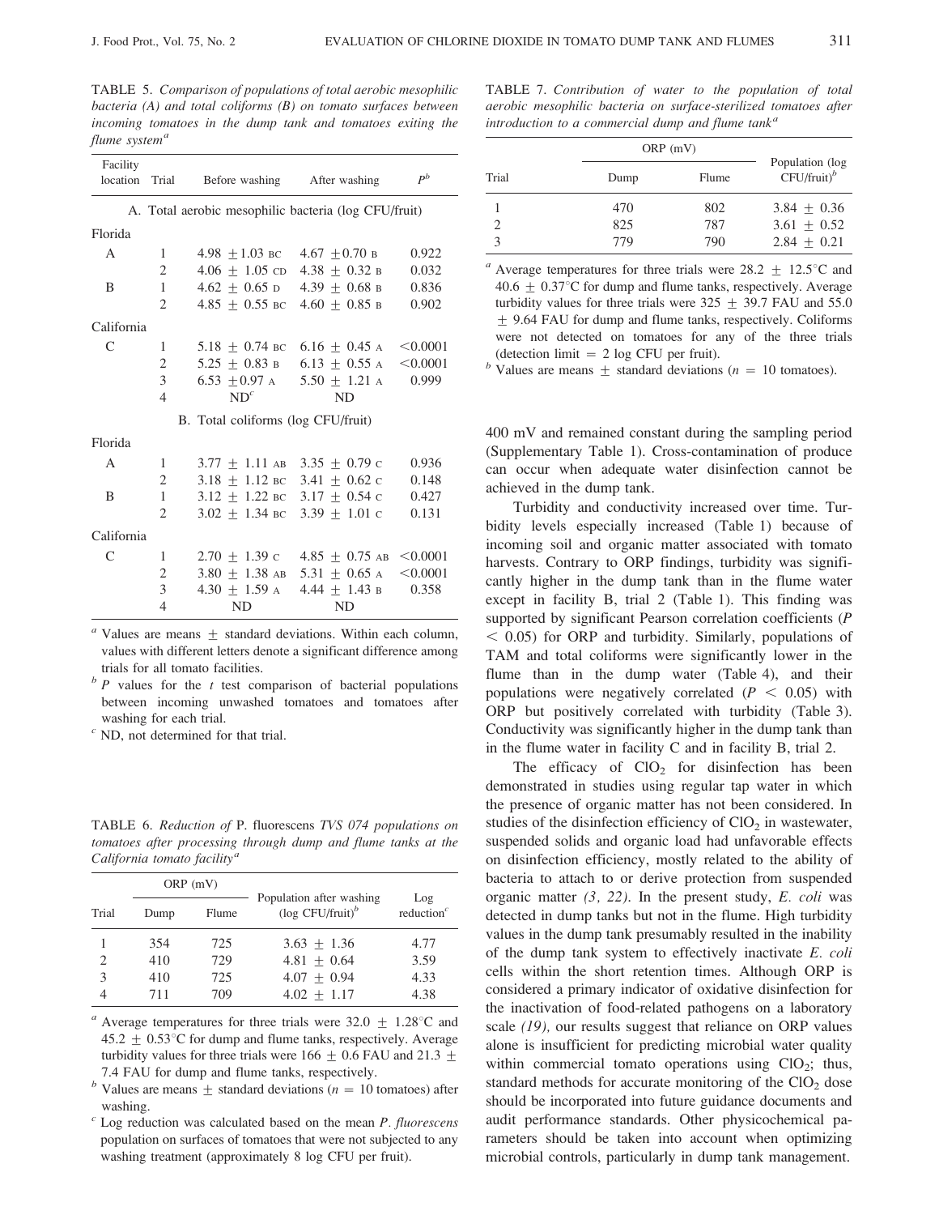TABLE 5. *Comparison of populations of total aerobic mesophilic bacteria (A) and total coliforms (B) on tomato surfaces between incoming tomatoes in the dump tank and tomatoes exiting the flume system*[a]

| Facility location | Trial | Before washing | After washing | $P$[b] |
|---|---|---|---|---|
| A. Total aerobic mesophilic bacteria (log CFU/fruit) | | | | |
| Florida | | | | |
| A | 1 | 4.98 ± 1.03 BC | 4.67 ± 0.70 B | 0.922 |
| | 2 | 4.06 ± 1.05 CD | 4.38 ± 0.32 B | 0.032 |
| B | 1 | 4.62 ± 0.65 D | 4.39 ± 0.68 B | 0.836 |
| | 2 | 4.85 ± 0.55 BC | 4.60 ± 0.85 B | 0.902 |
| California | | | | |
| C | 1 | 5.18 ± 0.74 BC | 6.16 ± 0.45 A | <0.0001 |
| | 2 | 5.25 ± 0.83 B | 6.13 ± 0.55 A | <0.0001 |
| | 3 | 6.53 ± 0.97 A | 5.50 ± 1.21 A | 0.999 |
| | 4 | ND[c] | ND | |
| B. Total coliforms (log CFU/fruit) | | | | |
| Florida | | | | |
| A | 1 | 3.77 ± 1.11 AB | 3.35 ± 0.79 C | 0.936 |
| | 2 | 3.18 ± 1.12 BC | 3.41 ± 0.62 C | 0.148 |
| B | 1 | 3.12 ± 1.22 BC | 3.17 ± 0.54 C | 0.427 |
| | 2 | 3.02 ± 1.34 BC | 3.39 ± 1.01 C | 0.131 |
| California | | | | |
| C | 1 | 2.70 ± 1.39 C | 4.85 ± 0.75 AB | <0.0001 |
| | 2 | 3.80 ± 1.38 AB | 5.31 ± 0.65 A | <0.0001 |
| | 3 | 4.30 ± 1.59 A | 4.44 ± 1.43 B | 0.358 |
| | 4 | ND | ND | |

[a] Values are means ± standard deviations. Within each column, values with different letters denote a significant difference among trials for all tomato facilities.

[b] $P$ values for the $t$ test comparison of bacterial populations between incoming unwashed tomatoes and tomatoes after washing for each trial.

[c] ND, not determined for that trial.

TABLE 6. *Reduction of* P. fluorescens *TVS 074 populations on tomatoes after processing through dump and flume tanks at the California tomato facility*[a]

| Trial | ORP (mV) | | Population after washing (log CFU/fruit)[b] | Log reduction[c] |
|---|---|---|---|---|
| | Dump | Flume | | |
| 1 | 354 | 725 | 3.63 ± 1.36 | 4.77 |
| 2 | 410 | 729 | 4.81 ± 0.64 | 3.59 |
| 3 | 410 | 725 | 4.07 ± 0.94 | 4.33 |
| 4 | 711 | 709 | 4.02 ± 1.17 | 4.38 |

[a] Average temperatures for three trials were 32.0 ± 1.28°C and 45.2 ± 0.53°C for dump and flume tanks, respectively. Average turbidity values for three trials were 166 ± 0.6 FAU and 21.3 ± 7.4 FAU for dump and flume tanks, respectively.

[b] Values are means ± standard deviations ($n$ = 10 tomatoes) after washing.

[c] Log reduction was calculated based on the mean *P. fluorescens* population on surfaces of tomatoes that were not subjected to any washing treatment (approximately 8 log CFU per fruit).

TABLE 7. *Contribution of water to the population of total aerobic mesophilic bacteria on surface-sterilized tomatoes after introduction to a commercial dump and flume tank*[a]

| Trial | ORP (mV) | | Population (log CFU/fruit)[b] |
|---|---|---|---|
| | Dump | Flume | |
| 1 | 470 | 802 | 3.84 ± 0.36 |
| 2 | 825 | 787 | 3.61 ± 0.52 |
| 3 | 779 | 790 | 2.84 ± 0.21 |

[a] Average temperatures for three trials were 28.2 ± 12.5°C and 40.6 ± 0.37°C for dump and flume tanks, respectively. Average turbidity values for three trials were 325 ± 39.7 FAU and 55.0 ± 9.64 FAU for dump and flume tanks, respectively. Coliforms were not detected on tomatoes for any of the three trials (detection limit = 2 log CFU per fruit).

[b] Values are means ± standard deviations ($n$ = 10 tomatoes).

400 mV and remained constant during the sampling period (Supplementary Table 1). Cross-contamination of produce can occur when adequate water disinfection cannot be achieved in the dump tank.

Turbidity and conductivity increased over time. Turbidity levels especially increased (Table 1) because of incoming soil and organic matter associated with tomato harvests. Contrary to ORP findings, turbidity was significantly higher in the dump tank than in the flume water except in facility B, trial 2 (Table 1). This finding was supported by significant Pearson correlation coefficients ($P < 0.05$) for ORP and turbidity. Similarly, populations of TAM and total coliforms were significantly lower in the flume than in the dump water (Table 4), and their populations were negatively correlated ($P < 0.05$) with ORP but positively correlated with turbidity (Table 3). Conductivity was significantly higher in the dump tank than in the flume water in facility C and in facility B, trial 2.

The efficacy of $ClO_2$ for disinfection has been demonstrated in studies using regular tap water in which the presence of organic matter has not been considered. In studies of the disinfection efficiency of $ClO_2$ in wastewater, suspended solids and organic load had unfavorable effects on disinfection efficiency, mostly related to the ability of bacteria to attach to or derive protection from suspended organic matter *(3, 22)*. In the present study, *E. coli* was detected in dump tanks but not in the flume. High turbidity values in the dump tank presumably resulted in the inability of the dump tank system to effectively inactivate *E. coli* cells within the short retention times. Although ORP is considered a primary indicator of oxidative disinfection for the inactivation of food-related pathogens on a laboratory scale *(19)*, our results suggest that reliance on ORP values alone is insufficient for predicting microbial water quality within commercial tomato operations using $ClO_2$; thus, standard methods for accurate monitoring of the $ClO_2$ dose should be incorporated into future guidance documents and audit performance standards. Other physicochemical parameters should be taken into account when optimizing microbial controls, particularly in dump tank management.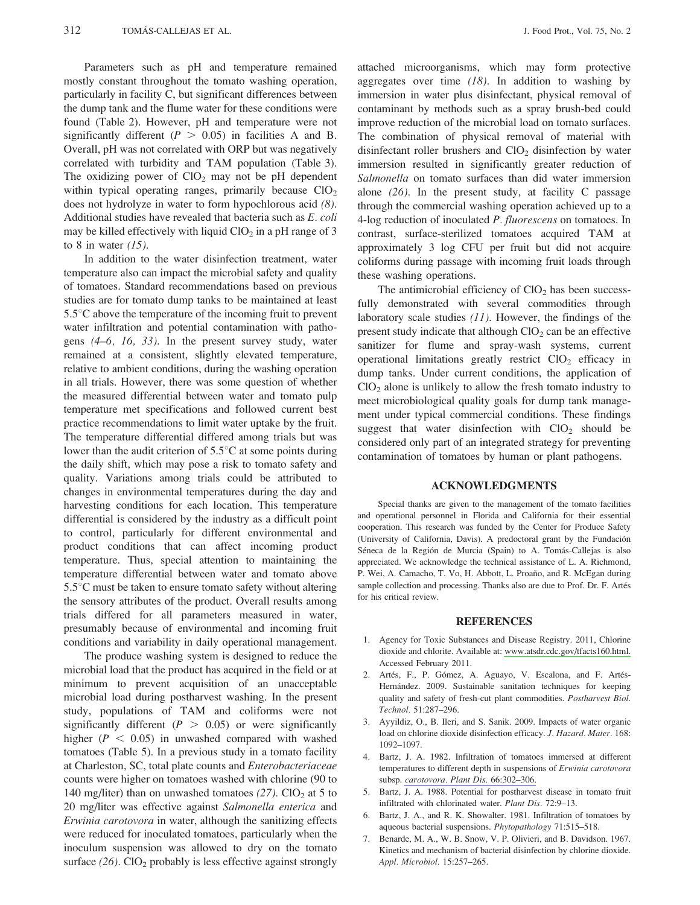Parameters such as pH and temperature remained mostly constant throughout the tomato washing operation, particularly in facility C, but significant differences between the dump tank and the flume water for these conditions were found (Table 2). However, pH and temperature were not significantly different ($P > 0.05$) in facilities A and B. Overall, pH was not correlated with ORP but was negatively correlated with turbidity and TAM population (Table 3). The oxidizing power of $ClO_2$ may not be pH dependent within typical operating ranges, primarily because $ClO_2$ does not hydrolyze in water to form hypochlorous acid *(8)*. Additional studies have revealed that bacteria such as *E. coli* may be killed effectively with liquid $ClO_2$ in a pH range of 3 to 8 in water *(15)*.

In addition to the water disinfection treatment, water temperature also can impact the microbial safety and quality of tomatoes. Standard recommendations based on previous studies are for tomato dump tanks to be maintained at least 5.5°C above the temperature of the incoming fruit to prevent water infiltration and potential contamination with pathogens *(4–6, 16, 33)*. In the present survey study, water remained at a consistent, slightly elevated temperature, relative to ambient conditions, during the washing operation in all trials. However, there was some question of whether the measured differential between water and tomato pulp temperature met specifications and followed current best practice recommendations to limit water uptake by the fruit. The temperature differential differed among trials but was lower than the audit criterion of 5.5°C at some points during the daily shift, which may pose a risk to tomato safety and quality. Variations among trials could be attributed to changes in environmental temperatures during the day and harvesting conditions for each location. This temperature differential is considered by the industry as a difficult point to control, particularly for different environmental and product conditions that can affect incoming product temperature. Thus, special attention to maintaining the temperature differential between water and tomato above 5.5°C must be taken to ensure tomato safety without altering the sensory attributes of the product. Overall results among trials differed for all parameters measured in water, presumably because of environmental and incoming fruit conditions and variability in daily operational management.

The produce washing system is designed to reduce the microbial load that the product has acquired in the field or at minimum to prevent acquisition of an unacceptable microbial load during postharvest washing. In the present study, populations of TAM and coliforms were not significantly different ($P > 0.05$) or were significantly higher ($P < 0.05$) in unwashed compared with washed tomatoes (Table 5). In a previous study in a tomato facility at Charleston, SC, total plate counts and *Enterobacteriaceae* counts were higher on tomatoes washed with chlorine (90 to 140 mg/liter) than on unwashed tomatoes *(27)*. $ClO_2$ at 5 to 20 mg/liter was effective against *Salmonella enterica* and *Erwinia carotovora* in water, although the sanitizing effects were reduced for inoculated tomatoes, particularly when the inoculum suspension was allowed to dry on the tomato surface *(26)*. $ClO_2$ probably is less effective against strongly attached microorganisms, which may form protective aggregates over time *(18)*. In addition to washing by immersion in water plus disinfectant, physical removal of contaminant by methods such as a spray brush-bed could improve reduction of the microbial load on tomato surfaces. The combination of physical removal of material with disinfectant roller brushers and $ClO_2$ disinfection by water immersion resulted in significantly greater reduction of *Salmonella* on tomato surfaces than did water immersion alone *(26)*. In the present study, at facility C passage through the commercial washing operation achieved up to a 4-log reduction of inoculated *P. fluorescens* on tomatoes. In contrast, surface-sterilized tomatoes acquired TAM at approximately 3 log CFU per fruit but did not acquire coliforms during passage with incoming fruit loads through these washing operations.

The antimicrobial efficiency of $ClO_2$ has been successfully demonstrated with several commodities through laboratory scale studies *(11)*. However, the findings of the present study indicate that although $ClO_2$ can be an effective sanitizer for flume and spray-wash systems, current operational limitations greatly restrict $ClO_2$ efficacy in dump tanks. Under current conditions, the application of $ClO_2$ alone is unlikely to allow the fresh tomato industry to meet microbiological quality goals for dump tank management under typical commercial conditions. These findings suggest that water disinfection with $ClO_2$ should be considered only part of an integrated strategy for preventing contamination of tomatoes by human or plant pathogens.

## ACKNOWLEDGMENTS

Special thanks are given to the management of the tomato facilities and operational personnel in Florida and California for their essential cooperation. This research was funded by the Center for Produce Safety (University of California, Davis). A predoctoral grant by the Fundación Séneca de la Región de Murcia (Spain) to A. Tomás-Callejas is also appreciated. We acknowledge the technical assistance of L. A. Richmond, P. Wei, A. Camacho, T. Vo, H. Abbott, L. Proaño, and R. McEgan during sample collection and processing. Thanks also are due to Prof. Dr. F. Artés for his critical review.

## REFERENCES

1. Agency for Toxic Substances and Disease Registry. 2011, Chlorine dioxide and chlorite. Available at: www.atsdr.cdc.gov/tfacts160.html. Accessed February 2011.
2. Artés, F., P. Gómez, A. Aguayo, V. Escalona, and F. Artés-Hernández. 2009. Sustainable sanitation techniques for keeping quality and safety of fresh-cut plant commodities. *Postharvest Biol. Technol.* 51:287–296.
3. Ayyildiz, O., B. Ileri, and S. Sanik. 2009. Impacts of water organic load on chlorine dioxide disinfection efficacy. *J. Hazard. Mater.* 168: 1092–1097.
4. Bartz, J. A. 1982. Infiltration of tomatoes immersed at different temperatures to different depth in suspensions of *Erwinia carotovora* subsp. *carotovora*. *Plant Dis.* 66:302–306.
5. Bartz, J. A. 1988. Potential for postharvest disease in tomato fruit infiltrated with chlorinated water. *Plant Dis.* 72:9–13.
6. Bartz, J. A., and R. K. Showalter. 1981. Infiltration of tomatoes by aqueous bacterial suspensions. *Phytopathology* 71:515–518.
7. Benarde, M. A., W. B. Snow, V. P. Olivieri, and B. Davidson. 1967. Kinetics and mechanism of bacterial disinfection by chlorine dioxide. *Appl. Microbiol.* 15:257–265.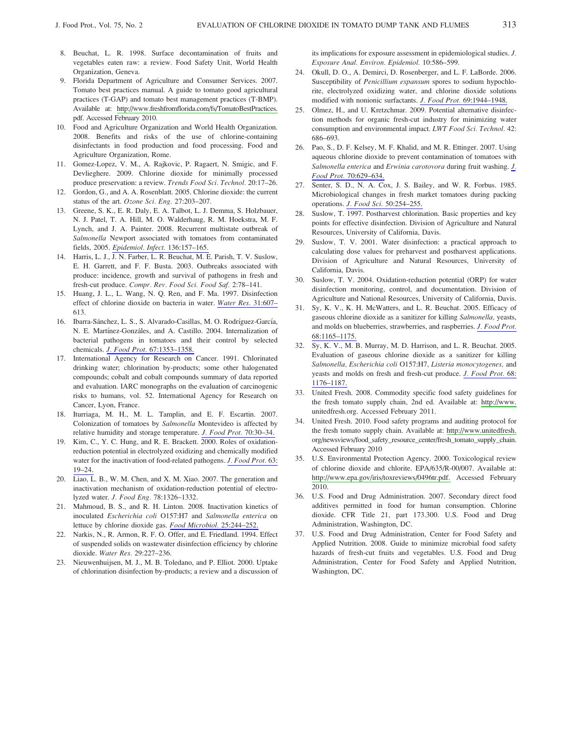8. Beuchat, L. R. 1998. Surface decontamination of fruits and vegetables eaten raw: a review. Food Safety Unit, World Health Organization, Geneva.
9. Florida Department of Agriculture and Consumer Services. 2007. Tomato best practices manual. A guide to tomato good agricultural practices (T-GAP) and tomato best management practices (T-BMP). Available at: http://www.freshfromflorida.com/fs/TomatoBestPractices.pdf. Accessed February 2010.
10. Food and Agriculture Organization and World Health Organization. 2008. Benefits and risks of the use of chlorine-containing disinfectants in food production and food processing. Food and Agriculture Organization, Rome.
11. Gomez-Lopez, V. M., A. Rajkovic, P. Ragaert, N. Smigic, and F. Devlieghere. 2009. Chlorine dioxide for minimally processed produce preservation: a review. *Trends Food Sci. Technol.* 20:17–26.
12. Gordon, G., and A. A. Rosenblatt. 2005. Chlorine dioxide: the current status of the art. *Ozone Sci. Eng.* 27:203–207.
13. Greene, S. K., E. R. Daly, E. A. Talbot, L. J. Demma, S. Holzbauer, N. J. Patel, T. A. Hill, M. O. Walderhaug, R. M. Hoekstra, M. F. Lynch, and J. A. Painter. 2008. Recurrent multistate outbreak of *Salmonella* Newport associated with tomatoes from contaminated fields, 2005. *Epidemiol. Infect.* 136:157–165.
14. Harris, L. J., J. N. Farber, L. R. Beuchat, M. E. Parish, T. V. Suslow, E. H. Garrett, and F. F. Busta. 2003. Outbreaks associated with produce: incidence, growth and survival of pathogens in fresh and fresh-cut produce. *Compr. Rev. Food Sci. Food Saf.* 2:78–141.
15. Huang, J. L., L. Wang, N. Q. Ren, and F. Ma. 1997. Disinfection effect of chlorine dioxide on bacteria in water. *Water Res.* 31:607–613.
16. Ibarra-Sánchez, L. S., S. Alvarado-Casillas, M. O. Rodríguez-García, N. E. Martínez-Gonzáles, and A. Castillo. 2004. Internalization of bacterial pathogens in tomatoes and their control by selected chemicals. *J. Food Prot.* 67:1353–1358.
17. International Agency for Research on Cancer. 1991. Chlorinated drinking water; chlorination by-products; some other halogenated compounds; cobalt and cobalt compounds summary of data reported and evaluation. IARC monographs on the evaluation of carcinogenic risks to humans, vol. 52. International Agency for Research on Cancer, Lyon, France.
18. Iturriaga, M. H., M. L. Tamplin, and E. F. Escartin. 2007. Colonization of tomatoes by *Salmonella* Montevideo is affected by relative humidity and storage temperature. *J. Food Prot.* 70:30–34.
19. Kim, C., Y. C. Hung, and R. E. Brackett. 2000. Roles of oxidation-reduction potential in electrolyzed oxidizing and chemically modified water for the inactivation of food-related pathogens. *J. Food Prot.* 63:19–24.
20. Liao, L. B., W. M. Chen, and X. M. Xiao. 2007. The generation and inactivation mechanism of oxidation-reduction potential of electrolyzed water. *J. Food Eng.* 78:1326–1332.
21. Mahmoud, B. S., and R. H. Linton. 2008. Inactivation kinetics of inoculated *Escherichia coli* O157:H7 and *Salmonella enterica* on lettuce by chlorine dioxide gas. *Food Microbiol.* 25:244–252.
22. Narkis, N., R. Armon, R. F. O. Offer, and E. Friedland. 1994. Effect of suspended solids on wastewater disinfection efficiency by chlorine dioxide. *Water Res.* 29:227–236.
23. Nieuwenhuijsen, M. J., M. B. Toledano, and P. Elliot. 2000. Uptake of chlorination disinfection by-products; a review and a discussion of its implications for exposure assessment in epidemiological studies. *J. Exposure Anal. Environ. Epidemiol.* 10:586–599.
24. Okull, D. O., A. Demirci, D. Rosenberger, and L. F. LaBorde. 2006. Susceptibility of *Penicillium expansum* spores to sodium hypochlorite, electrolyzed oxidizing water, and chlorine dioxide solutions modified with nonionic surfactants. *J. Food Prot.* 69:1944–1948.
25. Olmez, H., and U. Kretzchmar. 2009. Potential alternative disinfection methods for organic fresh-cut industry for minimizing water consumption and environmental impact. *LWT Food Sci. Technol.* 42:686–693.
26. Pao, S., D. F. Kelsey, M. F. Khalid, and M. R. Ettinger. 2007. Using aqueous chlorine dioxide to prevent contamination of tomatoes with *Salmonella enterica* and *Erwinia carotovora* during fruit washing. *J. Food Prot.* 70:629–634.
27. Senter, S. D., N. A. Cox, J. S. Bailey, and W. R. Forbus. 1985. Microbiological changes in fresh market tomatoes during packing operations. *J. Food Sci.* 50:254–255.
28. Suslow, T. 1997. Postharvest chlorination. Basic properties and key points for effective disinfection. Division of Agriculture and Natural Resources, University of California, Davis.
29. Suslow, T. V. 2001. Water disinfection: a practical approach to calculating dose values for preharvest and postharvest applications. Division of Agriculture and Natural Resources, University of California, Davis.
30. Suslow, T. V. 2004. Oxidation-reduction potential (ORP) for water disinfection monitoring, control, and documentation. Division of Agriculture and National Resources, University of California, Davis.
31. Sy, K. V., K. H. McWatters, and L. R. Beuchat. 2005. Efficacy of gaseous chlorine dioxide as a sanitizer for killing *Salmonella*, yeasts, and molds on blueberries, strawberries, and raspberries. *J. Food Prot.* 68:1165–1175.
32. Sy, K. V., M. B. Murray, M. D. Harrison, and L. R. Beuchat. 2005. Evaluation of gaseous chlorine dioxide as a sanitizer for killing *Salmonella, Escherichia coli* O157:H7, *Listeria monocytogenes,* and yeasts and molds on fresh and fresh-cut produce. *J. Food Prot.* 68:1176–1187.
33. United Fresh. 2008. Commodity specific food safety guidelines for the fresh tomato supply chain, 2nd ed. Available at: http://www.unitedfresh.org. Accessed February 2011.
34. United Fresh. 2010. Food safety programs and auditing protocol for the fresh tomato supply chain. Available at: http://www.unitedfresh.org/newsviews/food_safety_resource_center/fresh_tomato_supply_chain. Accessed February 2010
35. U.S. Environmental Protection Agency. 2000. Toxicological review of chlorine dioxide and chlorite. EPA/635/R-00/007. Available at: http://www.epa.gov/iris/toxreviews/0496tr.pdf. Accessed February 2010.
36. U.S. Food and Drug Administration. 2007. Secondary direct food additives permitted in food for human consumption. Chlorine dioxide. CFR Title 21, part 173.300. U.S. Food and Drug Administration, Washington, DC.
37. U.S. Food and Drug Administration, Center for Food Safety and Applied Nutrition. 2008. Guide to minimize microbial food safety hazards of fresh-cut fruits and vegetables. U.S. Food and Drug Administration, Center for Food Safety and Applied Nutrition, Washington, DC.